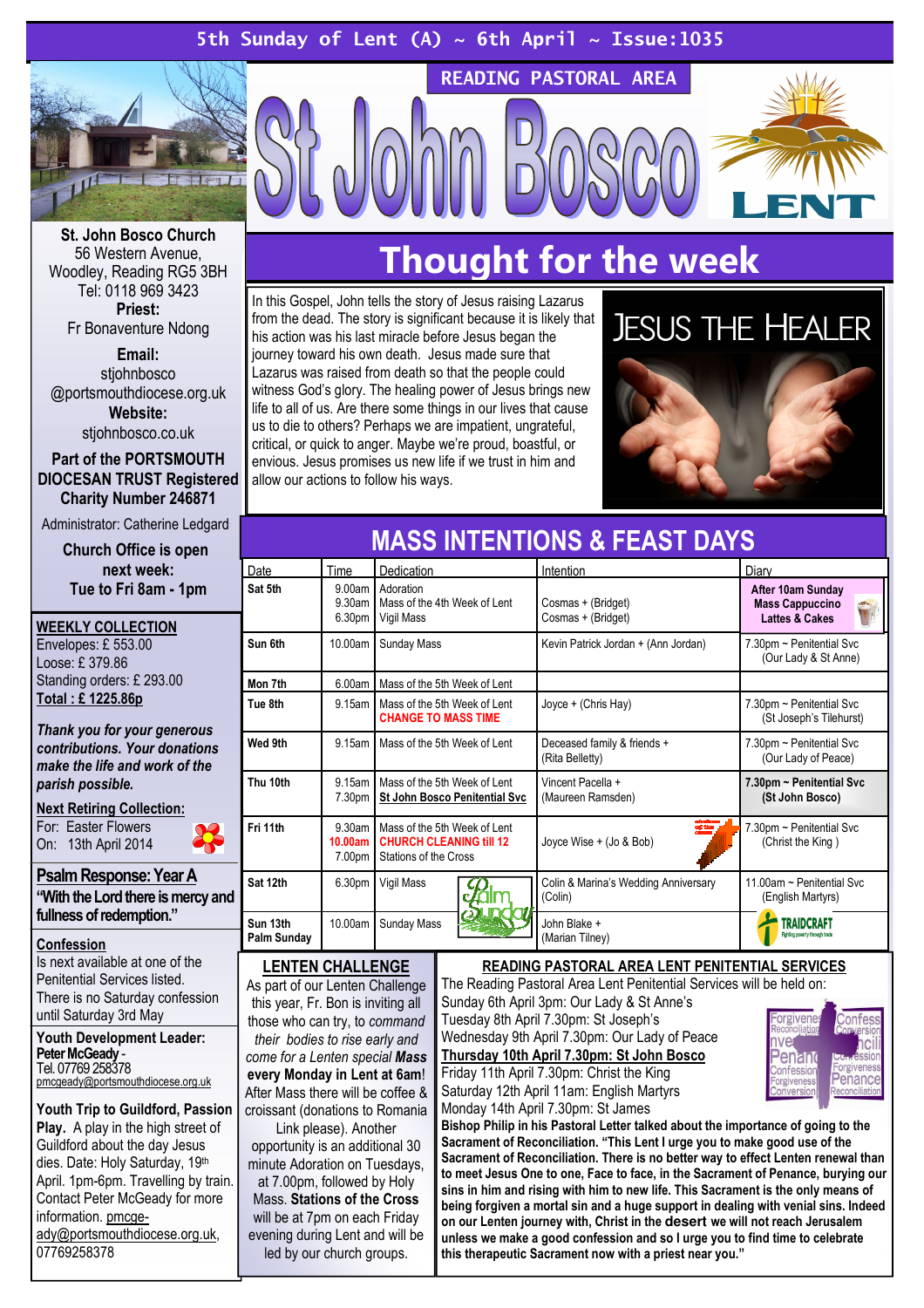5th Sunday of Lent (A) ~ 6th April ~ Issue:1035

READING PASTORAL AREA

# St John Bosco

LENT

**St. John Bosco Church**
56 Western Avenue,
Woodley, Reading RG5 3BH
Tel: 0118 969 3423

**Priest:**
Fr Bonaventure Ndong

**Email:**
stjohnbosco
@portsmouthdiocese.org.uk

**Website:**
stjohnbosco.co.uk

**Part of the PORTSMOUTH DIOCESAN TRUST Registered Charity Number 246871**

Administrator: Catherine Ledgard

**Church Office is open next week:**
**Tue to Fri 8am - 1pm**

**WEEKLY COLLECTION**
Envelopes: £ 553.00
Loose: £ 379.86
Standing orders: £ 293.00
**Total : £ 1225.86p**

***Thank you for your generous contributions. Your donations make the life and work of the parish possible.***

**Next Retiring Collection:**
For: Easter Flowers
On: 13th April 2014

**Psalm Response: Year A**
**"With the Lord there is mercy and fullness of redemption."**

**Confession**
Is next available at one of the Penitential Services listed.
There is no Saturday confession until Saturday 3rd May

**Youth Development Leader:**
**Peter McGeady** -
Tel. 07769 258378
pmcgeady@portsmouthdiocese.org.uk

**Youth Trip to Guildford, Passion Play.** A play in the high street of Guildford about the day Jesus dies. Date: Holy Saturday, 19th April. 1pm-6pm. Travelling by train. Contact Peter McGeady for more information. pmcgeady@portsmouthdiocese.org.uk, 07769258378

## Thought for the week

In this Gospel, John tells the story of Jesus raising Lazarus from the dead. The story is significant because it is likely that his action was his last miracle before Jesus began the journey toward his own death. Jesus made sure that Lazarus was raised from the dead so that the people could witness God's glory. The healing power of Jesus brings new life to all of us. Are there some things in our lives that cause us to die to others? Perhaps we are impatient, ungrateful, critical, or quick to anger. Maybe we're proud, boastful, or envious. Jesus promises us new life if we trust in him and allow our actions to follow his ways.

JESUS THE HEALER

## MASS INTENTIONS & FEAST DAYS

| Date | Time | Dedication | Intention | Diary |
|---|---|---|---|---|
| **Sat 5th** | 9.00am<br>9.30am<br>6.30pm | Adoration<br>Mass of the 4th Week of Lent<br>Vigil Mass | <br>Cosmas + (Bridget)<br>Cosmas + (Bridget) | **After 10am Sunday Mass Cappuccino Lattes & Cakes** |
| **Sun 6th** | 10.00am | Sunday Mass | Kevin Patrick Jordan + (Ann Jordan) | 7.30pm ~ Penitential Svc (Our Lady & St Anne) |
| **Mon 7th** | 6.00am | Mass of the 5th Week of Lent | | |
| **Tue 8th** | 9.15am | Mass of the 5th Week of Lent<br>**CHANGE TO MASS TIME** | Joyce + (Chris Hay) | 7.30pm ~ Penitential Svc (St Joseph's Tilehurst) |
| **Wed 9th** | 9.15am | Mass of the 5th Week of Lent | Deceased family & friends + (Rita Belletty) | 7.30pm ~ Penitential Svc (Our Lady of Peace) |
| **Thu 10th** | 9.15am<br>7.30pm | Mass of the 5th Week of Lent<br>**St John Bosco Penitential Svc** | Vincent Pacella +<br>(Maureen Ramsden) | **7.30pm ~ Penitential Svc (St John Bosco)** |
| **Fri 11th** | 9.30am<br>**10.00am**<br>7.00pm | Mass of the 5th Week of Lent<br>**CHURCH CLEANING till 12**<br>Stations of the Cross | Joyce Wise + (Jo & Bob) | 7.30pm ~ Penitential Svc (Christ the King ) |
| **Sat 12th** | 6.30pm | Vigil Mass | Colin & Marina's Wedding Anniversary (Colin) | 11.00am ~ Penitential Svc (English Martyrs) |
| **Sun 13th Palm Sunday** | 10.00am | Sunday Mass | John Blake +<br>(Marian Tilney) | TRAIDCRAFT |

### LENTEN CHALLENGE

As part of our Lenten Challenge this year, Fr. Bon is inviting all those who can try, to *command their bodies to rise early and come for a Lenten special* ***Mass every Monday in Lent at 6am***! After Mass there will be coffee & croissant (donations to Romania Link please). Another opportunity is an additional 30 minute Adoration on Tuesdays, at 7.00pm, followed by Holy Mass. **Stations of the Cross** will be at 7pm on each Friday evening during Lent and will be led by our church groups.

### READING PASTORAL AREA LENT PENITENTIAL SERVICES

The Reading Pastoral Area Lent Penitential Services will be held on:
Sunday 6th April 3pm: Our Lady & St Anne's
Tuesday 8th April 7.30pm: St Joseph's
Wednesday 9th April 7.30pm: Our Lady of Peace
**Thursday 10th April 7.30pm: St John Bosco**
Friday 11th April 7.30pm: Christ the King
Saturday 12th April 11am: English Martyrs
Monday 14th April 7.30pm: St James

**Bishop Philip in his Pastoral Letter talked about the importance of going to the Sacrament of Reconciliation. "This Lent I urge you to make good use of the Sacrament of Reconciliation. There is no better way to effect Lenten renewal than to meet Jesus One to one, Face to face, in the Sacrament of Penance, burying our sins in him and rising with him to new life. This Sacrament is the only means of being forgiven a mortal sin and a huge support in dealing with venial sins. Indeed on our Lenten journey with, Christ in the desert we will not reach Jerusalem unless we make a good confession and so I urge you to find time to celebrate this therapeutic Sacrament now with a priest near you."**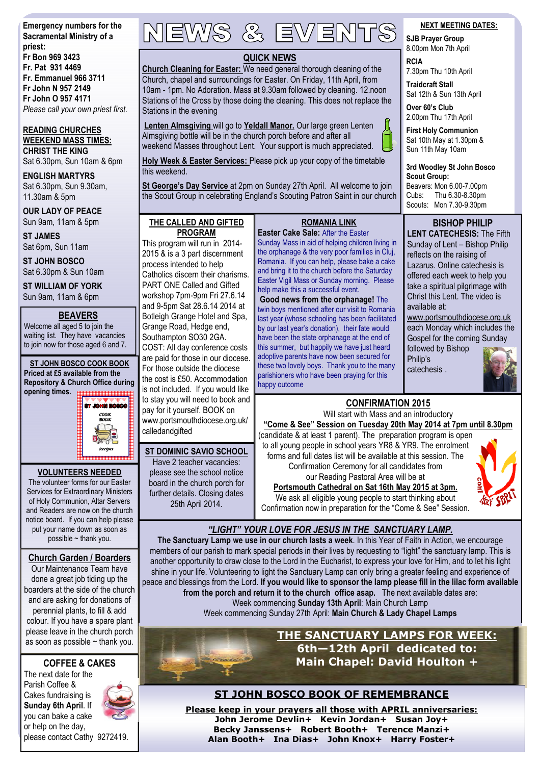# NEWS & EVENTS

**Emergency numbers for the Sacramental Ministry of a priest:**
**Fr Bon 969 3423**
**Fr. Pat 931 4469**
**Fr. Emmanuel 966 3711**
**Fr John N 957 2149**
**Fr John O 957 4171**
*Please call your own priest first.*

**READING CHURCHES WEEKEND MASS TIMES:**

**CHRIST THE KING**
Sat 6.30pm, Sun 10am & 6pm

**ENGLISH MARTYRS**
Sat 6.30pm, Sun 9.30am, 11.30am & 5pm

**OUR LADY OF PEACE**
Sun 9am, 11am & 5pm

**ST JAMES**
Sat 6pm, Sun 11am

**ST JOHN BOSCO**
Sat 6.30pm & Sun 10am

**ST WILLIAM OF YORK**
Sun 9am, 11am & 6pm

## BEAVERS

Welcome all aged 5 to join the waiting list. They have vacancies to join now for those aged 6 and 7.

## ST JOHN BOSCO COOK BOOK

**Priced at £5 available from the Repository & Church Office during opening times.**

## VOLUNTEERS NEEDED

The volunteer forms for our Easter Services for Extraordinary Ministers of Holy Communion, Altar Servers and Readers are now on the church notice board. If you can help please put your name down as soon as possible ~ thank you.

## Church Garden / Boarders

Our Maintenance Team have done a great job tiding up the boarders at the side of the church and are asking for donations of perennial plants, to fill & add colour. If you have a spare plant please leave in the church porch as soon as possible ~ thank you.

## COFFEE & CAKES

The next date for the Parish Coffee & Cakes fundraising is **Sunday 6th April**. If you can bake a cake or help on the day, please contact Cathy 9272419.

## QUICK NEWS

**Church Cleaning for Easter:** We need general thorough cleaning of the Church, chapel and surroundings for Easter. On Friday, 11th April, from 10am - 1pm. No Adoration. Mass at 9.30am followed by cleaning. 12.noon Stations of the Cross by those doing the cleaning. This does not replace the Stations in the evening

**Lentem Almsgiving** will go to **Yeldall Manor.** Our large green Lenten Almsgiving bottle will be in the church porch before and after all weekend Masses throughout Lent. Your support is much appreciated.

**Holy Week & Easter Services:** Please pick up your copy of the timetable this weekend.

**St George's Day Service** at 2pm on Sunday 27th April. All welcome to join the Scout Group in celebrating England's Scouting Patron Saint in our church

## NEXT MEETING DATES:

**SJB Prayer Group**
8.00pm Mon 7th April

**RCIA**
7.30pm Thu 10th April

**Traidcraft Stall**
Sat 12th & Sun 13th April

**Over 60's Club**
2.00pm Thu 17th April

**First Holy Communion**
Sat 10th May at 1.30pm & Sun 11th May 10am

**3rd Woodley St John Bosco Scout Group:**
Beavers: Mon 6.00-7.00pm
Cubs: Thu 6.30-8.30pm
Scouts: Mon 7.30-9.30pm

## THE CALLED AND GIFTED PROGRAM

This program will run in 2014-2015 & is a 3 part discernment process intended to help Catholics discern their charisms. PART ONE Called and Gifted workshop 7pm-9pm Fri 27.6.14 and 9-5pm Sat 28.6.14 2014 at Botleigh Grange Hotel and Spa, Grange Road, Hedge end, Southampton SO30 2GA.
COST: All day conference costs are paid for those in our diocese. For those outside the diocese the cost is £50. Accommodation is not included. If you would like to stay you will need to book and pay for it yourself. BOOK on www.portsmouthdiocese.org.uk/calledandgifted

## ST DOMINIC SAVIO SCHOOL

Have 2 teacher vacancies: please see the school notice board in the church porch for further details. Closing dates 25th April 2014.

## ROMANIA LINK

**Easter Cake Sale:** After the Easter Sunday Mass in aid of helping children living in the orphanage & the very poor families in Cluj, Romania. If you can help, please bake a cake and bring it to the church before the Saturday Easter Vigil Mass or Sunday morning. Please help make this a successful event.

**Good news from the orphanage!** The twin boys mentioned after our visit to Romania last year (whose schooling has been facilitated by our last year's donation), their fate would have been the state orphanage at the end of this summer, but happily we have just heard adoptive parents have now been secured for these two lovely boys. Thank you to the many parishioners who have been praying for this happy outcome

## BISHOP PHILIP

**LENT CATECHESES:** The Fifth Sunday of Lent – Bishop Philip reflects on the raising of Lazarus. Online catechesis is offered each week to help you take a spiritual pilgrimage with Christ this Lent. The video is available at: www.portsmouthdiocese.org.uk each Monday which includes the Gospel for the coming Sunday followed by Bishop Philip's catechesis .

## CONFIRMATION 2015

Will start with Mass and an introductory **"Come & See" Session on Tuesday 20th May 2014 at 7pm until 8.30pm** (candidate & at least 1 parent). The preparation program is open to all young people in school years YR8 & YR9. The enrolment forms and full dates list will be available at this session. The Confirmation Ceremony for all candidates from our Reading Pastoral Area will be at **Portsmouth Cathedral on Sat 16th May 2015 at 3pm.** We ask all eligible young people to start thinking about Confirmation now in preparation for the "Come & See" Session.

## *"LIGHT" YOUR LOVE FOR JESUS IN THE SANCTUARY LAMP.*

**The Sanctuary Lamp we use in our church lasts a week**. In this Year of Faith in Action, we encourage members of our parish to mark special periods in their lives by requesting to "light" the sanctuary lamp. This is another opportunity to draw close to the Lord in the Eucharist, to express your love for Him, and to let his light shine in your life. Volunteering to light the Sanctuary Lamp can only bring a greater feeling and experience of peace and blessings from the Lord. **If you would like to sponsor the lamp please fill in the lilac form available from the porch and return it to the church office asap.** The next available dates are:
Week commencing **Sunday 13th April**: Main Church Lamp
Week commencing Sunday 27th April: **Main Church & Lady Chapel Lamps**

## THE SANCTUARY LAMPS FOR WEEK:

**6th—12th April dedicated to:**
**Main Chapel: David Houlton +**

## ST JOHN BOSCO BOOK OF REMEMBRANCE

**Please keep in your prayers all those with APRIL anniversaries:**
**John Jerome Devlin+ Kevin Jordan+ Susan Joy+**
**Becky Janssens+ Robert Booth+ Terence Manzi+**
**Alan Booth+ Ina Dias+ John Knox+ Harry Foster+**